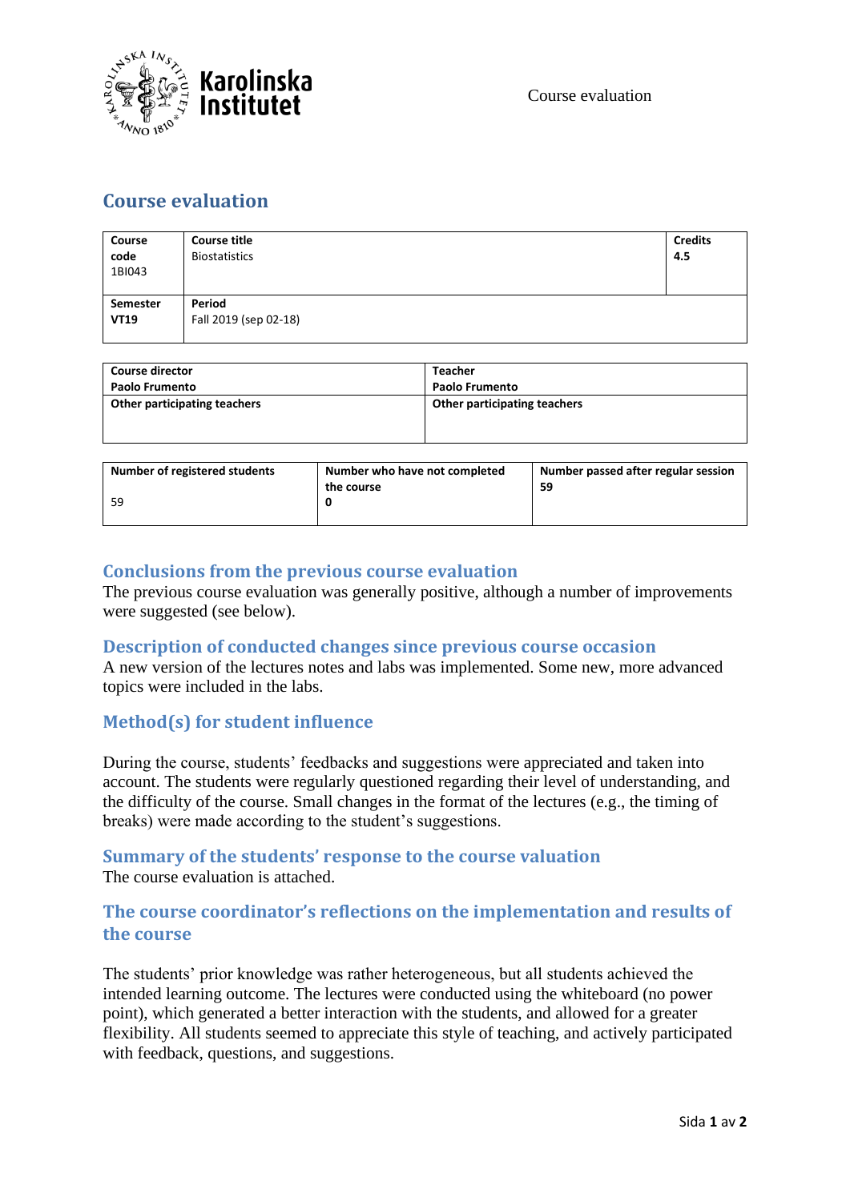Course evaluation

# Course evaluation

| Course code 1BI043 | Course title Biostatistics | Credits 4.5 |
|---|---|---|
| **Semester** **VT19** | **Period** Fall 2019 (sep 02-18) | |

| **Course director** **Paolo Frumento** | **Teacher** **Paolo Frumento** |
|---|---|
| **Other participating teachers** | **Other participating teachers** |

| **Number of registered students** | **Number who have not completed the course** | **Number passed after regular session** |
|---|---|---|
| 59 | **0** | **59** |

## Conclusions from the previous course evaluation

The previous course evaluation was generally positive, although a number of improvements were suggested (see below).

## Description of conducted changes since previous course occasion

A new version of the lectures notes and labs was implemented. Some new, more advanced topics were included in the labs.

## Method(s) for student influence

During the course, students' feedbacks and suggestions were appreciated and taken into account. The students were regularly questioned regarding their level of understanding, and the difficulty of the course. Small changes in the format of the lectures (e.g., the timing of breaks) were made according to the student's suggestions.

## Summary of the students' response to the course valuation

The course evaluation is attached.

## The course coordinator's reflections on the implementation and results of the course

The students' prior knowledge was rather heterogeneous, but all students achieved the intended learning outcome. The lectures were conducted using the whiteboard (no power point), which generated a better interaction with the students, and allowed for a greater flexibility. All students seemed to appreciate this style of teaching, and actively participated with feedback, questions, and suggestions.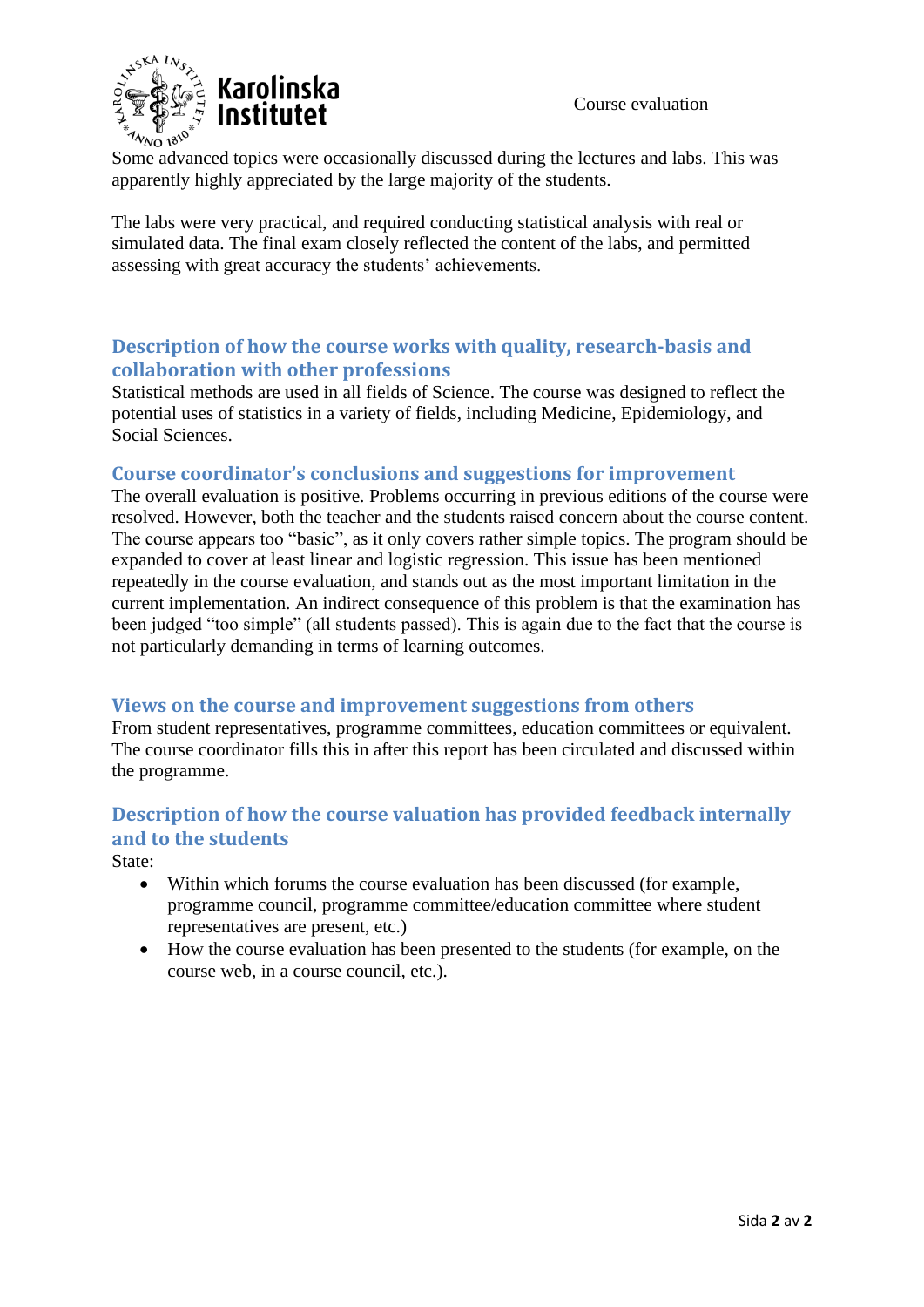Some advanced topics were occasionally discussed during the lectures and labs. This was apparently highly appreciated by the large majority of the students.

The labs were very practical, and required conducting statistical analysis with real or simulated data. The final exam closely reflected the content of the labs, and permitted assessing with great accuracy the students' achievements.

## Description of how the course works with quality, research-basis and collaboration with other professions

Statistical methods are used in all fields of Science. The course was designed to reflect the potential uses of statistics in a variety of fields, including Medicine, Epidemiology, and Social Sciences.

## Course coordinator's conclusions and suggestions for improvement

The overall evaluation is positive. Problems occurring in previous editions of the course were resolved. However, both the teacher and the students raised concern about the course content. The course appears too "basic", as it only covers rather simple topics. The program should be expanded to cover at least linear and logistic regression. This issue has been mentioned repeatedly in the course evaluation, and stands out as the most important limitation in the current implementation. An indirect consequence of this problem is that the examination has been judged "too simple" (all students passed). This is again due to the fact that the course is not particularly demanding in terms of learning outcomes.

## Views on the course and improvement suggestions from others

From student representatives, programme committees, education committees or equivalent. The course coordinator fills this in after this report has been circulated and discussed within the programme.

## Description of how the course valuation has provided feedback internally and to the students

State:

- Within which forums the course evaluation has been discussed (for example, programme council, programme committee/education committee where student representatives are present, etc.)
- How the course evaluation has been presented to the students (for example, on the course web, in a course council, etc.).